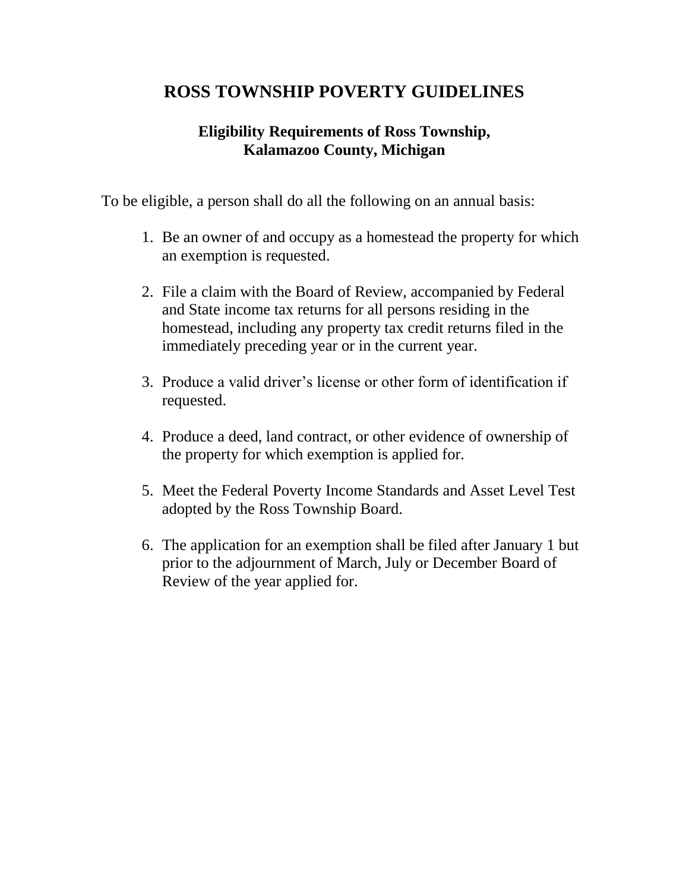# ROSS TOWNSHIP POVERTY GUIDELINES

## Eligibility Requirements of Ross Township,
## Kalamazoo County, Michigan

To be eligible, a person shall do all the following on an annual basis:

1. Be an owner of and occupy as a homestead the property for which an exemption is requested.

2. File a claim with the Board of Review, accompanied by Federal and State income tax returns for all persons residing in the homestead, including any property tax credit returns filed in the immediately preceding year or in the current year.

3. Produce a valid driver's license or other form of identification if requested.

4. Produce a deed, land contract, or other evidence of ownership of the property for which exemption is applied for.

5. Meet the Federal Poverty Income Standards and Asset Level Test adopted by the Ross Township Board.

6. The application for an exemption shall be filed after January 1 but prior to the adjournment of March, July or December Board of Review of the year applied for.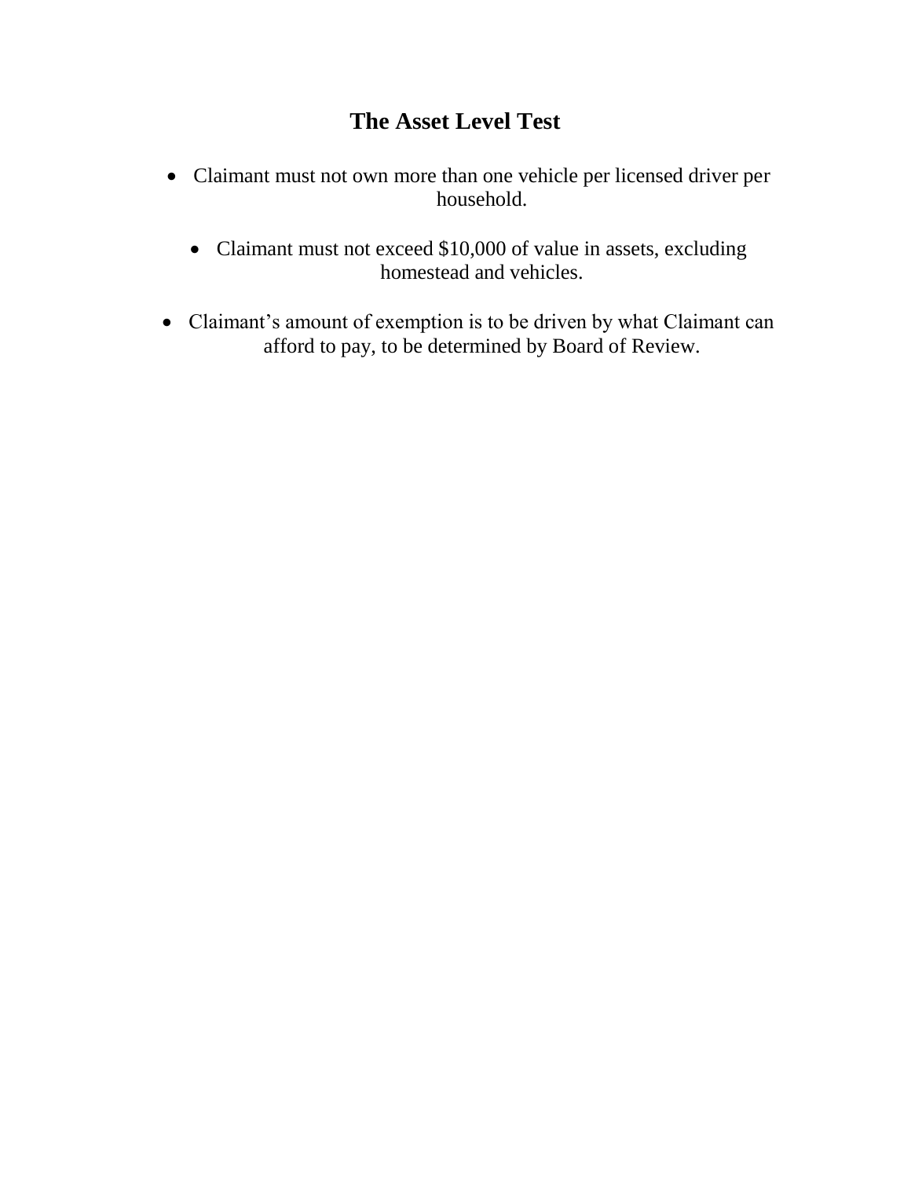# The Asset Level Test

- Claimant must not own more than one vehicle per licensed driver per household.
- Claimant must not exceed $10,000 of value in assets, excluding homestead and vehicles.
- Claimant's amount of exemption is to be driven by what Claimant can afford to pay, to be determined by Board of Review.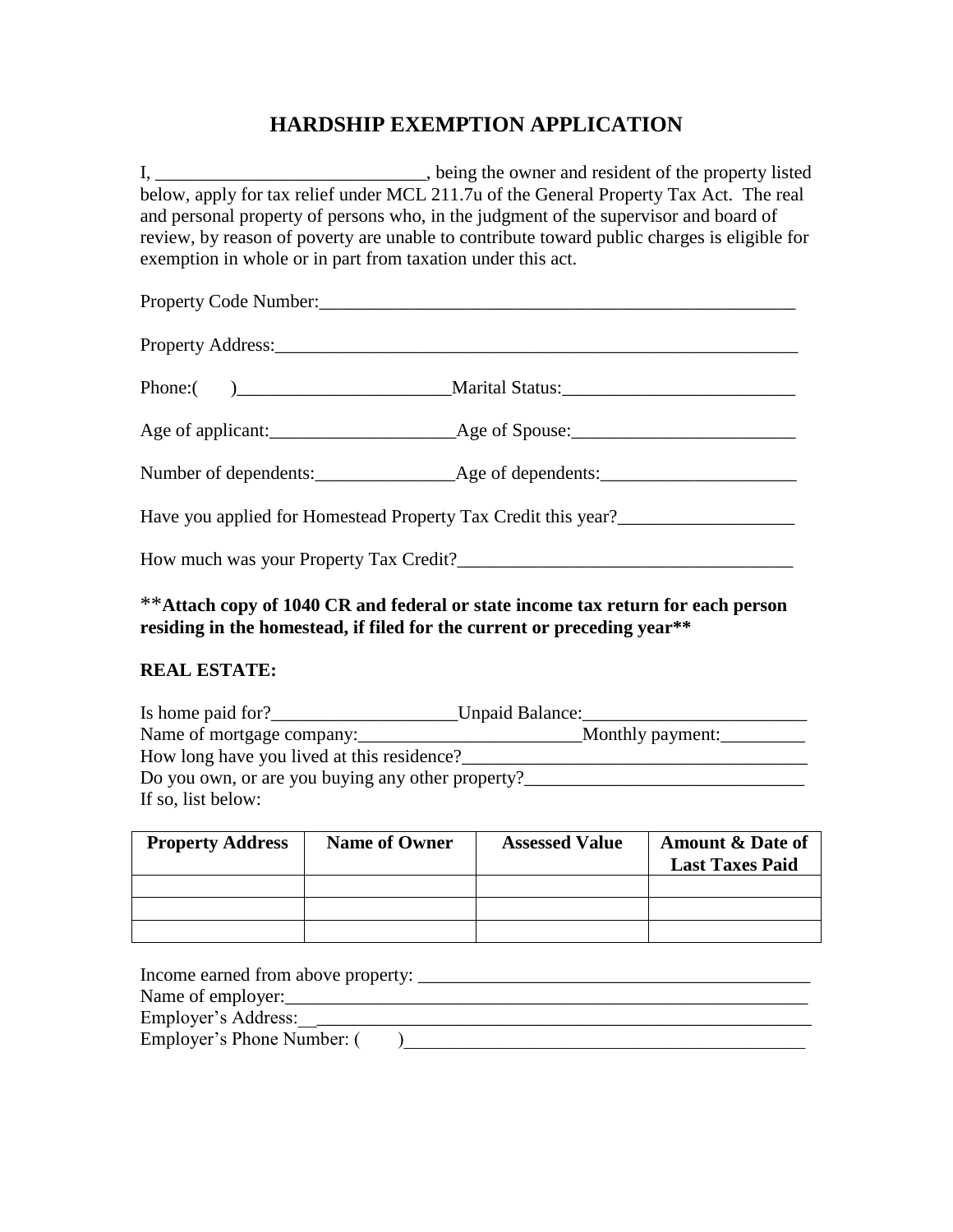# HARDSHIP EXEMPTION APPLICATION

I, _____________________________, being the owner and resident of the property listed below, apply for tax relief under MCL 211.7u of the General Property Tax Act. The real and personal property of persons who, in the judgment of the supervisor and board of review, by reason of poverty are unable to contribute toward public charges is eligible for exemption in whole or in part from taxation under this act.

Property Code Number:_____________________________________________________

Property Address:__________________________________________________________

Phone:(      )_______________________Marital Status:_________________________

Age of applicant:____________________Age of Spouse:________________________

Number of dependents:_______________Age of dependents:_____________________

Have you applied for Homestead Property Tax Credit this year?___________________

How much was your Property Tax Credit?____________________________________

**Attach copy of 1040 CR and federal or state income tax return for each person residing in the homestead, if filed for the current or preceding year**

**REAL ESTATE:**

Is home paid for?____________________Unpaid Balance:________________________
Name of mortgage company:________________________Monthly payment:_________
How long have you lived at this residence?_____________________________________
Do you own, or are you buying any other property?______________________________
If so, list below:

| Property Address | Name of Owner | Assessed Value | Amount & Date of Last Taxes Paid |
|---|---|---|---|
| | | | |
| | | | |
| | | | |

Income earned from above property: __________________________________________
Name of employer:___________________________________________________________
Employer's Address:__________________________________________________________
Employer's Phone Number: (      )____________________________________________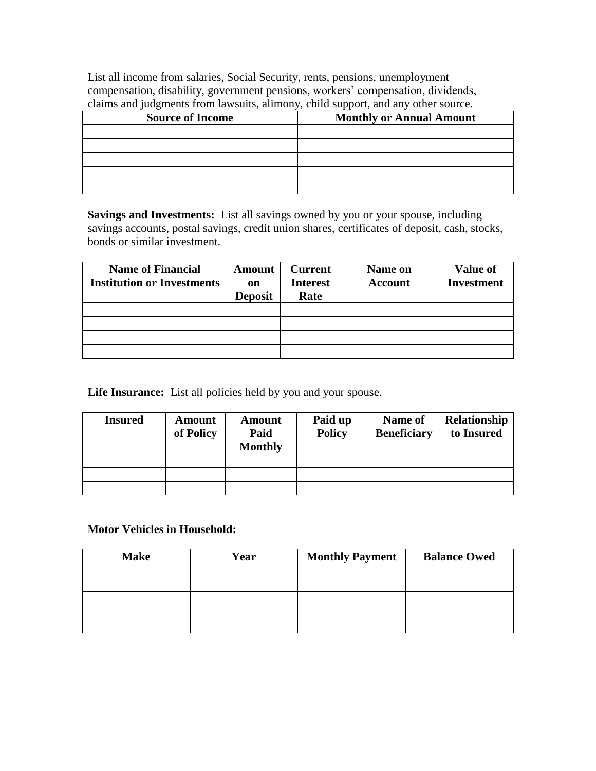List all income from salaries, Social Security, rents, pensions, unemployment compensation, disability, government pensions, workers' compensation, dividends, claims and judgments from lawsuits, alimony, child support, and any other source.

| Source of Income | Monthly or Annual Amount |
|---|---|
| | |
| | |
| | |
| | |
| | |

**Savings and Investments:** List all savings owned by you or your spouse, including savings accounts, postal savings, credit union shares, certificates of deposit, cash, stocks, bonds or similar investment.

| Name of Financial Institution or Investments | Amount on Deposit | Current Interest Rate | Name on Account | Value of Investment |
|---|---|---|---|---|
| | | | | |
| | | | | |
| | | | | |
| | | | | |

**Life Insurance:** List all policies held by you and your spouse.

| Insured | Amount of Policy | Amount Paid Monthly | Paid up Policy | Name of Beneficiary | Relationship to Insured |
|---|---|---|---|---|---|
| | | | | | |
| | | | | | |
| | | | | | |

**Motor Vehicles in Household:**

| Make | Year | Monthly Payment | Balance Owed |
|---|---|---|---|
| | | | |
| | | | |
| | | | |
| | | | |
| | | | |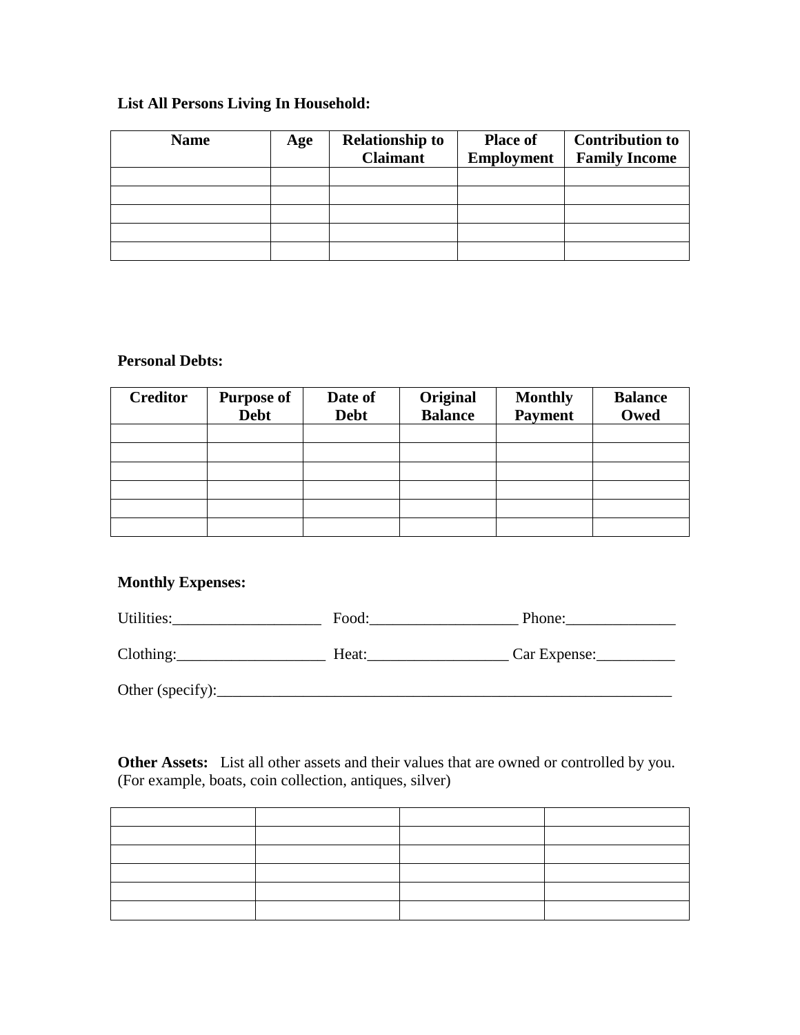**List All Persons Living In Household:**

| Name | Age | Relationship to Claimant | Place of Employment | Contribution to Family Income |
|---|---|---|---|---|
| | | | | |
| | | | | |
| | | | | |
| | | | | |
| | | | | |

**Personal Debts:**

| Creditor | Purpose of Debt | Date of Debt | Original Balance | Monthly Payment | Balance Owed |
|---|---|---|---|---|---|
| | | | | | |
| | | | | | |
| | | | | | |
| | | | | | |
| | | | | | |
| | | | | | |

**Monthly Expenses:**

Utilities:___________________ Food:___________________ Phone:______________

Clothing:___________________ Heat:__________________ Car Expense:__________

Other (specify):____________________________________________________________

**Other Assets:** List all other assets and their values that are owned or controlled by you. (For example, boats, coin collection, antiques, silver)

| | | | |
|---|---|---|---|
| | | | |
| | | | |
| | | | |
| | | | |
| | | | |
| | | | |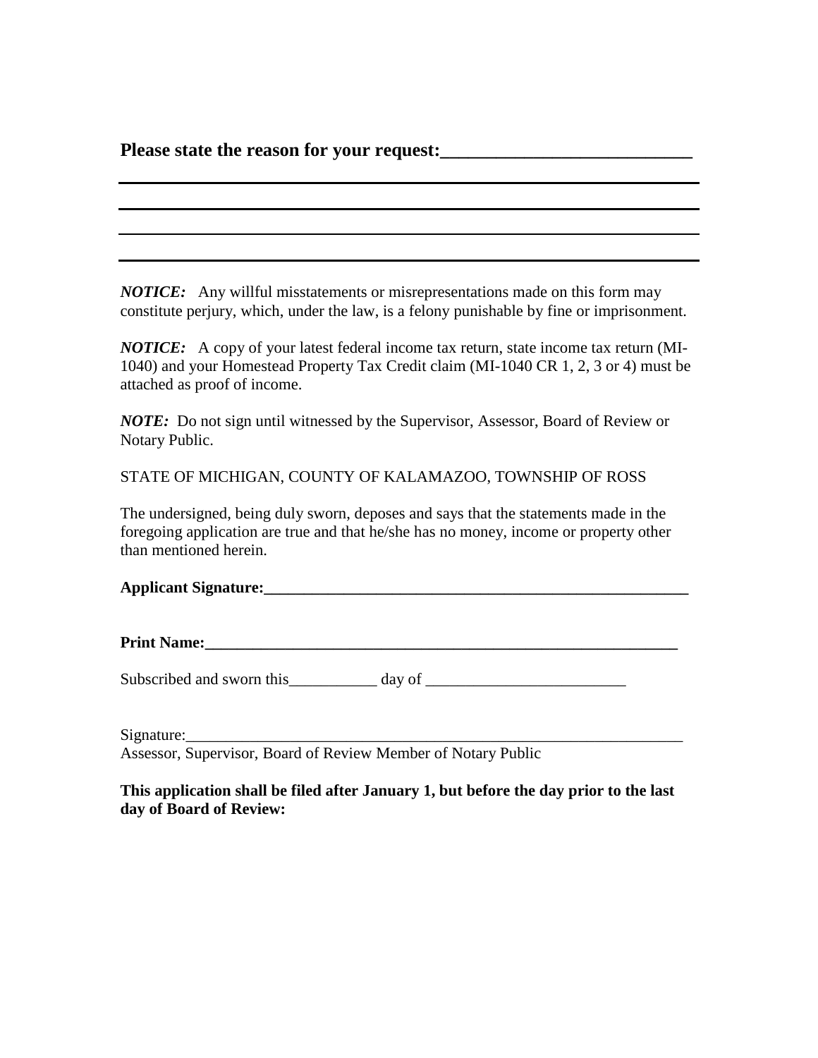**Please state the reason for your request:____________________________**

______________________________________________________________

______________________________________________________________

______________________________________________________________

______________________________________________________________

***NOTICE:*** Any willful misstatements or misrepresentations made on this form may constitute perjury, which, under the law, is a felony punishable by fine or imprisonment.

***NOTICE:*** A copy of your latest federal income tax return, state income tax return (MI-1040) and your Homestead Property Tax Credit claim (MI-1040 CR 1, 2, 3 or 4) must be attached as proof of income.

***NOTE:*** Do not sign until witnessed by the Supervisor, Assessor, Board of Review or Notary Public.

STATE OF MICHIGAN, COUNTY OF KALAMAZOO, TOWNSHIP OF ROSS

The undersigned, being duly sworn, deposes and says that the statements made in the foregoing application are true and that he/she has no money, income or property other than mentioned herein.

**Applicant Signature:_________________________________________________________**

**Print Name:______________________________________________________________**

Subscribed and sworn this___________ day of _________________________

Signature:_________________________________________________________________
Assessor, Supervisor, Board of Review Member of Notary Public

**This application shall be filed after January 1, but before the day prior to the last day of Board of Review:**